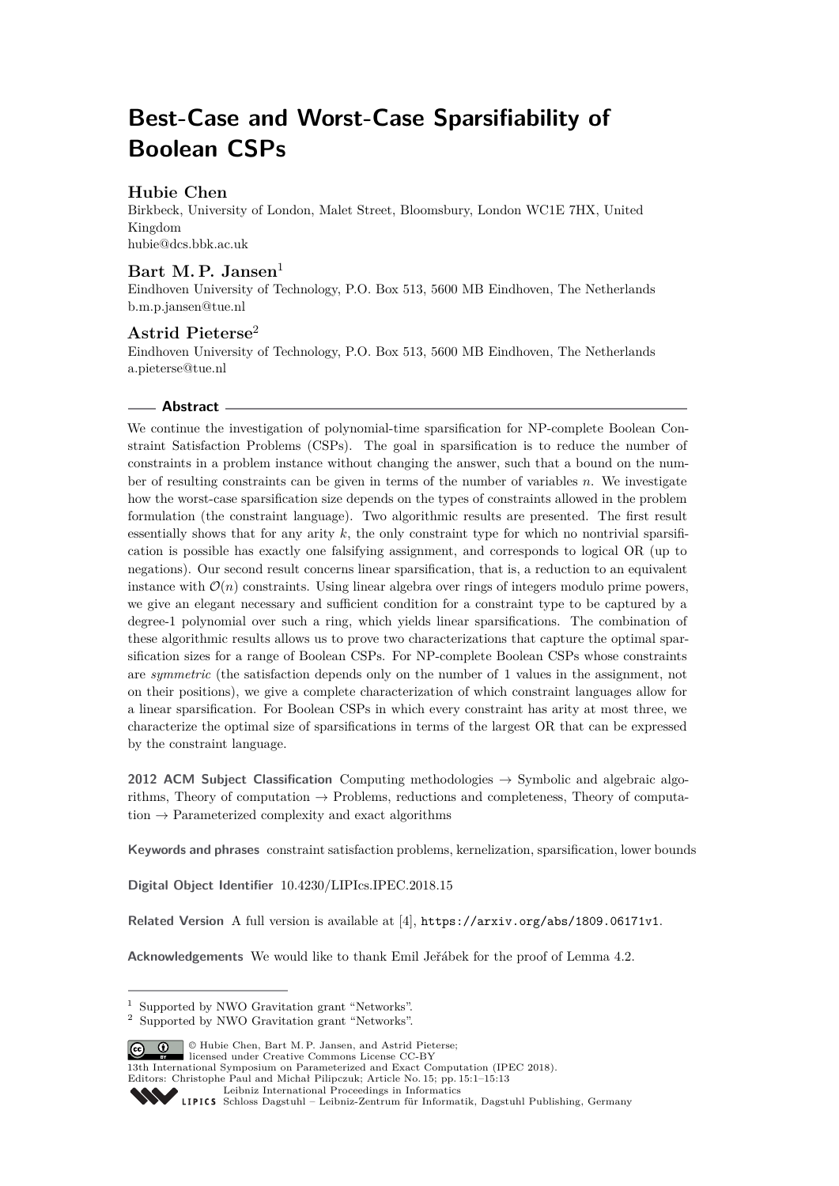# Best-Case and Worst-Case Sparsifiability of Boolean CSPs

**Hubie Chen**

Birkbeck, University of London, Malet Street, Bloomsbury, London WC1E 7HX, United Kingdom
hubie@dcs.bbk.ac.uk

**Bart M. P. Jansen**[1]

Eindhoven University of Technology, P.O. Box 513, 5600 MB Eindhoven, The Netherlands
b.m.p.jansen@tue.nl

**Astrid Pieterse**[2]

Eindhoven University of Technology, P.O. Box 513, 5600 MB Eindhoven, The Netherlands
a.pieterse@tue.nl

## Abstract

We continue the investigation of polynomial-time sparsification for NP-complete Boolean Constraint Satisfaction Problems (CSPs). The goal in sparsification is to reduce the number of constraints in a problem instance without changing the answer, such that a bound on the number of resulting constraints can be given in terms of the number of variables $n$. We investigate how the worst-case sparsification size depends on the types of constraints allowed in the problem formulation (the constraint language). Two algorithmic results are presented. The first result essentially shows that for any arity $k$, the only constraint type for which no nontrivial sparsification is possible has exactly one falsifying assignment, and corresponds to logical OR (up to negations). Our second result concerns linear sparsification, that is, a reduction to an equivalent instance with $\mathcal{O}(n)$ constraints. Using linear algebra over rings of integers modulo prime powers, we give an elegant necessary and sufficient condition for a constraint type to be captured by a degree-1 polynomial over such a ring, which yields linear sparsifications. The combination of these algorithmic results allows us to prove two characterizations that capture the optimal sparsification sizes for a range of Boolean CSPs. For NP-complete Boolean CSPs whose constraints are *symmetric* (the satisfaction depends only on the number of 1 values in the assignment, not on their positions), we give a complete characterization of which constraint languages allow for a linear sparsification. For Boolean CSPs in which every constraint has arity at most three, we characterize the optimal size of sparsifications in terms of the largest OR that can be expressed by the constraint language.

**2012 ACM Subject Classification** Computing methodologies → Symbolic and algebraic algorithms, Theory of computation → Problems, reductions and completeness, Theory of computation → Parameterized complexity and exact algorithms

**Keywords and phrases** constraint satisfaction problems, kernelization, sparsification, lower bounds

**Digital Object Identifier** 10.4230/LIPIcs.IPEC.2018.15

**Related Version** A full version is available at [4], https://arxiv.org/abs/1809.06171v1.

**Acknowledgements** We would like to thank Emil Jeřábek for the proof of Lemma 4.2.

---

[1] Supported by NWO Gravitation grant "Networks".
[2] Supported by NWO Gravitation grant "Networks".

© Hubie Chen, Bart M. P. Jansen, and Astrid Pieterse; licensed under Creative Commons License CC-BY
13th International Symposium on Parameterized and Exact Computation (IPEC 2018).
Editors: Christophe Paul and Michał Pilipczuk; Article No. 15; pp. 15:1–15:13
Leibniz International Proceedings in Informatics
LIPICS Schloss Dagstuhl – Leibniz-Zentrum für Informatik, Dagstuhl Publishing, Germany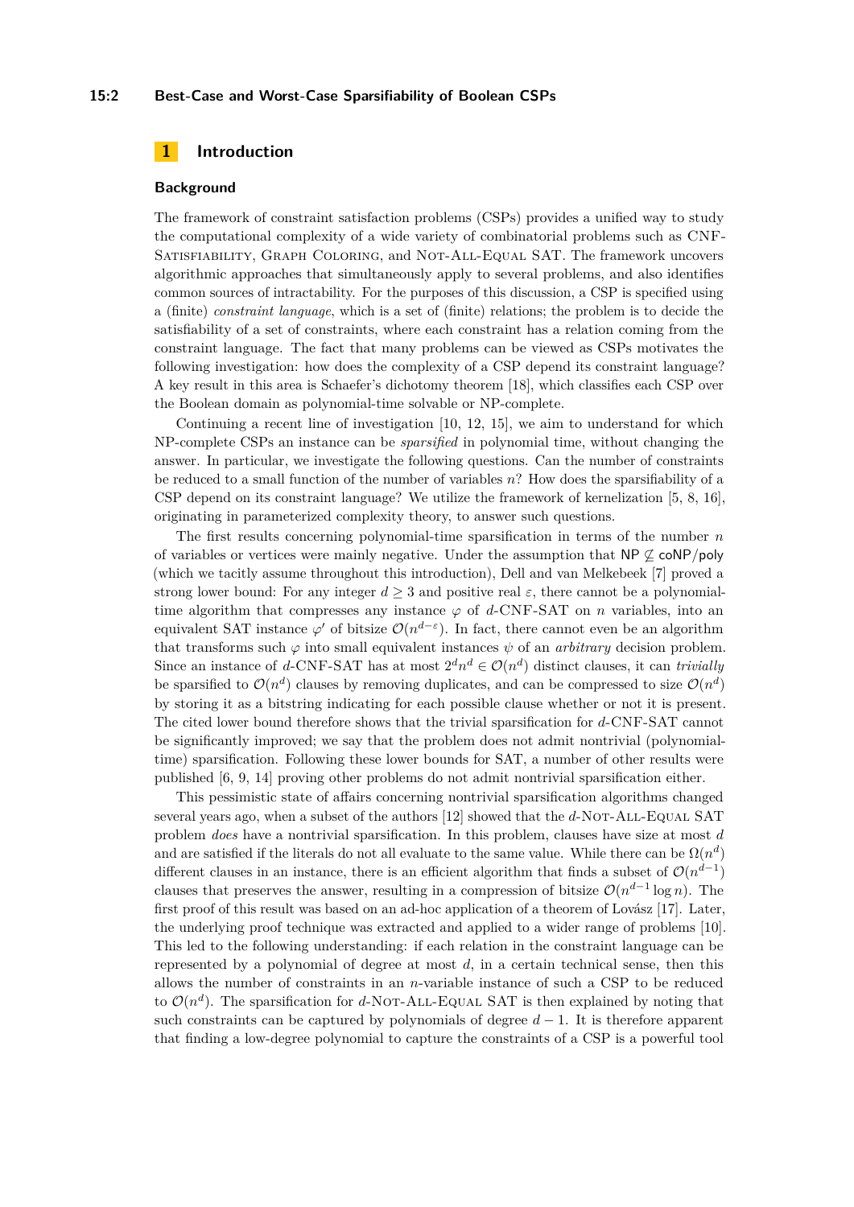# 1 Introduction

## Background

The framework of constraint satisfaction problems (CSPs) provides a unified way to study the computational complexity of a wide variety of combinatorial problems such as CNF-Satisfiability, Graph Coloring, and Not-All-Equal SAT. The framework uncovers algorithmic approaches that simultaneously apply to several problems, and also identifies common sources of intractability. For the purposes of this discussion, a CSP is specified using a (finite) *constraint language*, which is a set of (finite) relations; the problem is to decide the satisfiability of a set of constraints, where each constraint has a relation coming from the constraint language. The fact that many problems can be viewed as CSPs motivates the following investigation: how does the complexity of a CSP depend its constraint language? A key result in this area is Schaefer's dichotomy theorem [18], which classifies each CSP over the Boolean domain as polynomial-time solvable or NP-complete.

Continuing a recent line of investigation [10, 12, 15], we aim to understand for which NP-complete CSPs an instance can be *sparsified* in polynomial time, without changing the answer. In particular, we investigate the following questions. Can the number of constraints be reduced to a small function of the number of variables $n$? How does the sparsifiability of a CSP depend on its constraint language? We utilize the framework of kernelization [5, 8, 16], originating in parameterized complexity theory, to answer such questions.

The first results concerning polynomial-time sparsification in terms of the number $n$ of variables or vertices were mainly negative. Under the assumption that $\mathsf{NP} \not\subseteq \mathsf{coNP/poly}$ (which we tacitly assume throughout this introduction), Dell and van Melkebeek [7] proved a strong lower bound: For any integer $d \geq 3$ and positive real $\varepsilon$, there cannot be a polynomial-time algorithm that compresses any instance $\varphi$ of $d$-CNF-SAT on $n$ variables, into an equivalent SAT instance $\varphi'$ of bitsize $\mathcal{O}(n^{d-\varepsilon})$. In fact, there cannot even be an algorithm that transforms such $\varphi$ into small equivalent instances $\psi$ of an *arbitrary* decision problem. Since an instance of $d$-CNF-SAT has at most $2^d n^d \in \mathcal{O}(n^d)$ distinct clauses, it can *trivially* be sparsified to $\mathcal{O}(n^d)$ clauses by removing duplicates, and can be compressed to size $\mathcal{O}(n^d)$ by storing it as a bitstring indicating for each possible clause whether or not it is present. The cited lower bound therefore shows that the trivial sparsification for $d$-CNF-SAT cannot be significantly improved; we say that the problem does not admit nontrivial (polynomial-time) sparsification. Following these lower bounds for SAT, a number of other results were published [6, 9, 14] proving other problems do not admit nontrivial sparsification either.

This pessimistic state of affairs concerning nontrivial sparsification algorithms changed several years ago, when a subset of the authors [12] showed that the $d$-Not-All-Equal SAT problem *does* have a nontrivial sparsification. In this problem, clauses have size at most $d$ and are satisfied if the literals do not all evaluate to the same value. While there can be $\Omega(n^d)$ different clauses in an instance, there is an efficient algorithm that finds a subset of $\mathcal{O}(n^{d-1})$ clauses that preserves the answer, resulting in a compression of bitsize $\mathcal{O}(n^{d-1} \log n)$. The first proof of this result was based on an ad-hoc application of a theorem of Lovász [17]. Later, the underlying proof technique was extracted and applied to a wider range of problems [10]. This led to the following understanding: if each relation in the constraint language can be represented by a polynomial of degree at most $d$, in a certain technical sense, then this allows the number of constraints in an $n$-variable instance of such a CSP to be reduced to $\mathcal{O}(n^d)$. The sparsification for $d$-Not-All-Equal SAT is then explained by noting that such constraints can be captured by polynomials of degree $d - 1$. It is therefore apparent that finding a low-degree polynomial to capture the constraints of a CSP is a powerful tool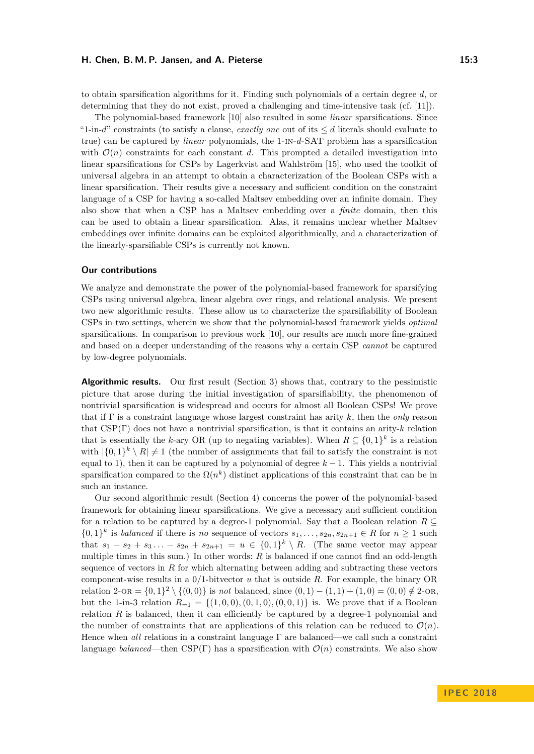to obtain sparsification algorithms for it. Finding such polynomials of a certain degree $d$, or determining that they do not exist, proved a challenging and time-intensive task (cf. [11]).

The polynomial-based framework [10] also resulted in some *linear* sparsifications. Since "1-in-$d$" constraints (to satisfy a clause, *exactly one* out of its $\leq d$ literals should evaluate to true) can be captured by *linear* polynomials, the 1-IN-$d$-SAT problem has a sparsification with $\mathcal{O}(n)$ constraints for each constant $d$. This prompted a detailed investigation into linear sparsifications for CSPs by Lagerkvist and Wahlström [15], who used the toolkit of universal algebra in an attempt to obtain a characterization of the Boolean CSPs with a linear sparsification. Their results give a necessary and sufficient condition on the constraint language of a CSP for having a so-called Maltsev embedding over an infinite domain. They also show that when a CSP has a Maltsev embedding over a *finite* domain, then this can be used to obtain a linear sparsification. Alas, it remains unclear whether Maltsev embeddings over infinite domains can be exploited algorithmically, and a characterization of the linearly-sparsifiable CSPs is currently not known.

## Our contributions

We analyze and demonstrate the power of the polynomial-based framework for sparsifying CSPs using universal algebra, linear algebra over rings, and relational analysis. We present two new algorithmic results. These allow us to characterize the sparsifiability of Boolean CSPs in two settings, wherein we show that the polynomial-based framework yields *optimal* sparsifications. In comparison to previous work [10], our results are much more fine-grained and based on a deeper understanding of the reasons why a certain CSP *cannot* be captured by low-degree polynomials.

**Algorithmic results.** Our first result (Section 3) shows that, contrary to the pessimistic picture that arose during the initial investigation of sparsifiability, the phenomenon of nontrivial sparsification is widespread and occurs for almost all Boolean CSPs! We prove that if $\Gamma$ is a constraint language whose largest constraint has arity $k$, then the *only* reason that CSP($\Gamma$) does not have a nontrivial sparsification, is that it contains an arity-$k$ relation that is essentially the $k$-ary OR (up to negating variables). When $R \subseteq \{0,1\}^k$ is a relation with $|\{0,1\}^k \setminus R| \neq 1$ (the number of assignments that fail to satisfy the constraint is not equal to 1), then it can be captured by a polynomial of degree $k-1$. This yields a nontrivial sparsification compared to the $\Omega(n^k)$ distinct applications of this constraint that can be in such an instance.

Our second algorithmic result (Section 4) concerns the power of the polynomial-based framework for obtaining linear sparsifications. We give a necessary and sufficient condition for a relation to be captured by a degree-1 polynomial. Say that a Boolean relation $R \subseteq \{0,1\}^k$ is *balanced* if there is *no* sequence of vectors $s_1, \ldots, s_{2n}, s_{2n+1} \in R$ for $n \geq 1$ such that $s_1 - s_2 + s_3 \ldots - s_{2n} + s_{2n+1} = u \in \{0,1\}^k \setminus R$. (The same vector may appear multiple times in this sum.) In other words: $R$ is balanced if one cannot find an odd-length sequence of vectors in $R$ for which alternating between adding and subtracting these vectors component-wise results in a 0/1-bitvector $u$ that is outside $R$. For example, the binary OR relation 2-OR $= \{0,1\}^2 \setminus \{(0,0)\}$ is *not* balanced, since $(0,1) - (1,1) + (1,0) = (0,0) \notin$ 2-OR, but the 1-in-3 relation $R_{=1} = \{(1,0,0),(0,1,0),(0,0,1)\}$ is. We prove that if a Boolean relation $R$ is balanced, then it can efficiently be captured by a degree-1 polynomial and the number of constraints that are applications of this relation can be reduced to $\mathcal{O}(n)$. Hence when *all* relations in a constraint language $\Gamma$ are balanced—we call such a constraint language *balanced*—then CSP($\Gamma$) has a sparsification with $\mathcal{O}(n)$ constraints. We also show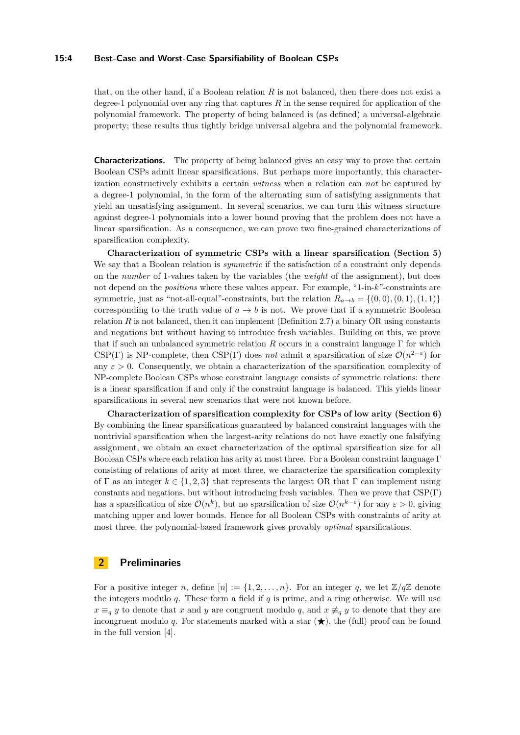that, on the other hand, if a Boolean relation $R$ is not balanced, then there does not exist a degree-1 polynomial over any ring that captures $R$ in the sense required for application of the polynomial framework. The property of being balanced is (as defined) a universal-algebraic property; these results thus tightly bridge universal algebra and the polynomial framework.

**Characterizations.** The property of being balanced gives an easy way to prove that certain Boolean CSPs admit linear sparsifications. But perhaps more importantly, this characterization constructively exhibits a certain *witness* when a relation can *not* be captured by a degree-1 polynomial, in the form of the alternating sum of satisfying assignments that yield an unsatisfying assignment. In several scenarios, we can turn this witness structure against degree-1 polynomials into a lower bound proving that the problem does not have a linear sparsification. As a consequence, we can prove two fine-grained characterizations of sparsification complexity.

**Characterization of symmetric CSPs with a linear sparsification (Section 5)** We say that a Boolean relation is *symmetric* if the satisfaction of a constraint only depends on the *number* of 1-values taken by the variables (the *weight* of the assignment), but does not depend on the *positions* where these values appear. For example, "1-in-$k$"-constraints are symmetric, just as "not-all-equal"-constraints, but the relation $R_{a \to b} = \{(0,0),(0,1),(1,1)\}$ corresponding to the truth value of $a \to b$ is not. We prove that if a symmetric Boolean relation $R$ is not balanced, then it can implement (Definition 2.7) a binary OR using constants and negations but without having to introduce fresh variables. Building on this, we prove that if such an unbalanced symmetric relation $R$ occurs in a constraint language $\Gamma$ for which CSP($\Gamma$) is NP-complete, then CSP($\Gamma$) does *not* admit a sparsification of size $\mathcal{O}(n^{2-\varepsilon})$ for any $\varepsilon > 0$. Consequently, we obtain a characterization of the sparsification complexity of NP-complete Boolean CSPs whose constraint language consists of symmetric relations: there is a linear sparsification if and only if the constraint language is balanced. This yields linear sparsifications in several new scenarios that were not known before.

**Characterization of sparsification complexity for CSPs of low arity (Section 6)** By combining the linear sparsifications guaranteed by balanced constraint languages with the nontrivial sparsification when the largest-arity relations do not have exactly one falsifying assignment, we obtain an exact characterization of the optimal sparsification size for all Boolean CSPs where each relation has arity at most three. For a Boolean constraint language $\Gamma$ consisting of relations of arity at most three, we characterize the sparsification complexity of $\Gamma$ as an integer $k \in \{1,2,3\}$ that represents the largest OR that $\Gamma$ can implement using constants and negations, but without introducing fresh variables. Then we prove that CSP($\Gamma$) has a sparsification of size $\mathcal{O}(n^k)$, but no sparsification of size $\mathcal{O}(n^{k-\varepsilon})$ for any $\varepsilon > 0$, giving matching upper and lower bounds. Hence for all Boolean CSPs with constraints of arity at most three, the polynomial-based framework gives provably *optimal* sparsifications.

## 2 Preliminaries

For a positive integer $n$, define $[n] := \{1,2,\ldots,n\}$. For an integer $q$, we let $\mathbb{Z}/q\mathbb{Z}$ denote the integers modulo $q$. These form a field if $q$ is prime, and a ring otherwise. We will use $x \equiv_q y$ to denote that $x$ and $y$ are congruent modulo $q$, and $x \not\equiv_q y$ to denote that they are incongruent modulo $q$. For statements marked with a star (★), the (full) proof can be found in the full version [4].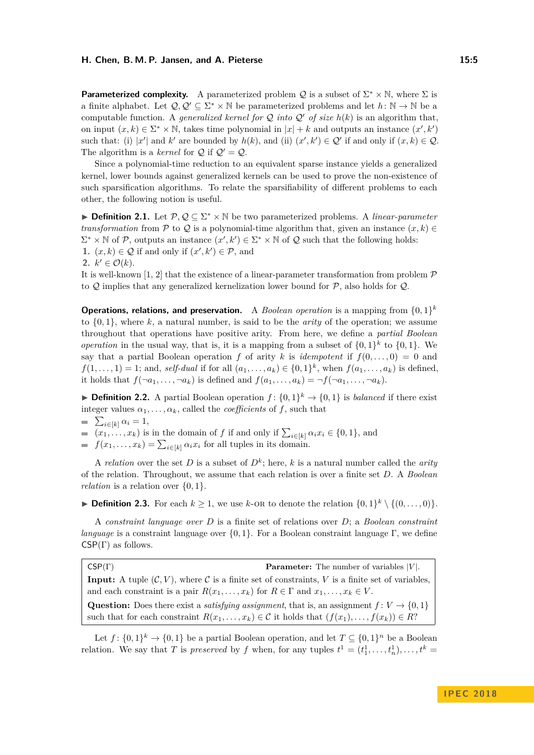**Parameterized complexity.** A parameterized problem $\mathcal{Q}$ is a subset of $\Sigma^* \times \mathbb{N}$, where $\Sigma$ is a finite alphabet. Let $\mathcal{Q}, \mathcal{Q}' \subseteq \Sigma^* \times \mathbb{N}$ be parameterized problems and let $h \colon \mathbb{N} \to \mathbb{N}$ be a computable function. A *generalized kernel for* $\mathcal{Q}$ *into* $\mathcal{Q}'$ *of size* $h(k)$ is an algorithm that, on input $(x, k) \in \Sigma^* \times \mathbb{N}$, takes time polynomial in $|x| + k$ and outputs an instance $(x', k')$ such that: (i) $|x'|$ and $k'$ are bounded by $h(k)$, and (ii) $(x', k') \in \mathcal{Q}'$ if and only if $(x, k) \in \mathcal{Q}$. The algorithm is a *kernel* for $\mathcal{Q}$ if $\mathcal{Q}' = \mathcal{Q}$.

Since a polynomial-time reduction to an equivalent sparse instance yields a generalized kernel, lower bounds against generalized kernels can be used to prove the non-existence of such sparsification algorithms. To relate the sparsifiability of different problems to each other, the following notion is useful.

▶ **Definition 2.1.** Let $\mathcal{P}, \mathcal{Q} \subseteq \Sigma^* \times \mathbb{N}$ be two parameterized problems. A *linear-parameter transformation* from $\mathcal{P}$ to $\mathcal{Q}$ is a polynomial-time algorithm that, given an instance $(x, k) \in \Sigma^* \times \mathbb{N}$ of $\mathcal{P}$, outputs an instance $(x', k') \in \Sigma^* \times \mathbb{N}$ of $\mathcal{Q}$ such that the following holds:

1. $(x, k) \in \mathcal{Q}$ if and only if $(x', k') \in \mathcal{P}$, and
2. $k' \in \mathcal{O}(k)$.

It is well-known [1, 2] that the existence of a linear-parameter transformation from problem $\mathcal{P}$ to $\mathcal{Q}$ implies that any generalized kernelization lower bound for $\mathcal{P}$, also holds for $\mathcal{Q}$.

**Operations, relations, and preservation.** A *Boolean operation* is a mapping from $\{0,1\}^k$ to $\{0,1\}$, where $k$, a natural number, is said to be the *arity* of the operation; we assume throughout that operations have positive arity. From here, we define a *partial Boolean operation* in the usual way, that is, it is a mapping from a subset of $\{0,1\}^k$ to $\{0,1\}$. We say that a partial Boolean operation $f$ of arity $k$ is *idempotent* if $f(0, \ldots, 0) = 0$ and $f(1, \ldots, 1) = 1$; and, *self-dual* if for all $(a_1, \ldots, a_k) \in \{0,1\}^k$, when $f(a_1, \ldots, a_k)$ is defined, it holds that $f(\neg a_1, \ldots, \neg a_k)$ is defined and $f(a_1, \ldots, a_k) = \neg f(\neg a_1, \ldots, \neg a_k)$.

▶ **Definition 2.2.** A partial Boolean operation $f \colon \{0,1\}^k \to \{0,1\}$ is *balanced* if there exist integer values $\alpha_1, \ldots, \alpha_k$, called the *coefficients* of $f$, such that

- $\sum_{i \in [k]} \alpha_i = 1$,
- $(x_1, \ldots, x_k)$ is in the domain of $f$ if and only if $\sum_{i \in [k]} \alpha_i x_i \in \{0,1\}$, and
- $f(x_1, \ldots, x_k) = \sum_{i \in [k]} \alpha_i x_i$ for all tuples in its domain.

A *relation* over the set $D$ is a subset of $D^k$; here, $k$ is a natural number called the *arity* of the relation. Throughout, we assume that each relation is over a finite set $D$. A *Boolean relation* is a relation over $\{0,1\}$.

▶ **Definition 2.3.** For each $k \geq 1$, we use $k$-OR to denote the relation $\{0,1\}^k \setminus \{(0, \ldots, 0)\}$.

A *constraint language over* $D$ is a finite set of relations over $D$; a *Boolean constraint language* is a constraint language over $\{0,1\}$. For a Boolean constraint language $\Gamma$, we define $\mathsf{CSP}(\Gamma)$ as follows.

> $\mathsf{CSP}(\Gamma)$ **Parameter:** The number of variables $|V|$.
>
> **Input:** A tuple $(\mathcal{C}, V)$, where $\mathcal{C}$ is a finite set of constraints, $V$ is a finite set of variables, and each constraint is a pair $R(x_1, \ldots, x_k)$ for $R \in \Gamma$ and $x_1, \ldots, x_k \in V$.
>
> **Question:** Does there exist a *satisfying assignment*, that is, an assignment $f \colon V \to \{0,1\}$ such that for each constraint $R(x_1, \ldots, x_k) \in \mathcal{C}$ it holds that $(f(x_1), \ldots, f(x_k)) \in R$?

Let $f \colon \{0,1\}^k \to \{0,1\}$ be a partial Boolean operation, and let $T \subseteq \{0,1\}^n$ be a Boolean relation. We say that $T$ is *preserved* by $f$ when, for any tuples $t^1 = (t^1_1, \ldots, t^1_n), \ldots, t^k =$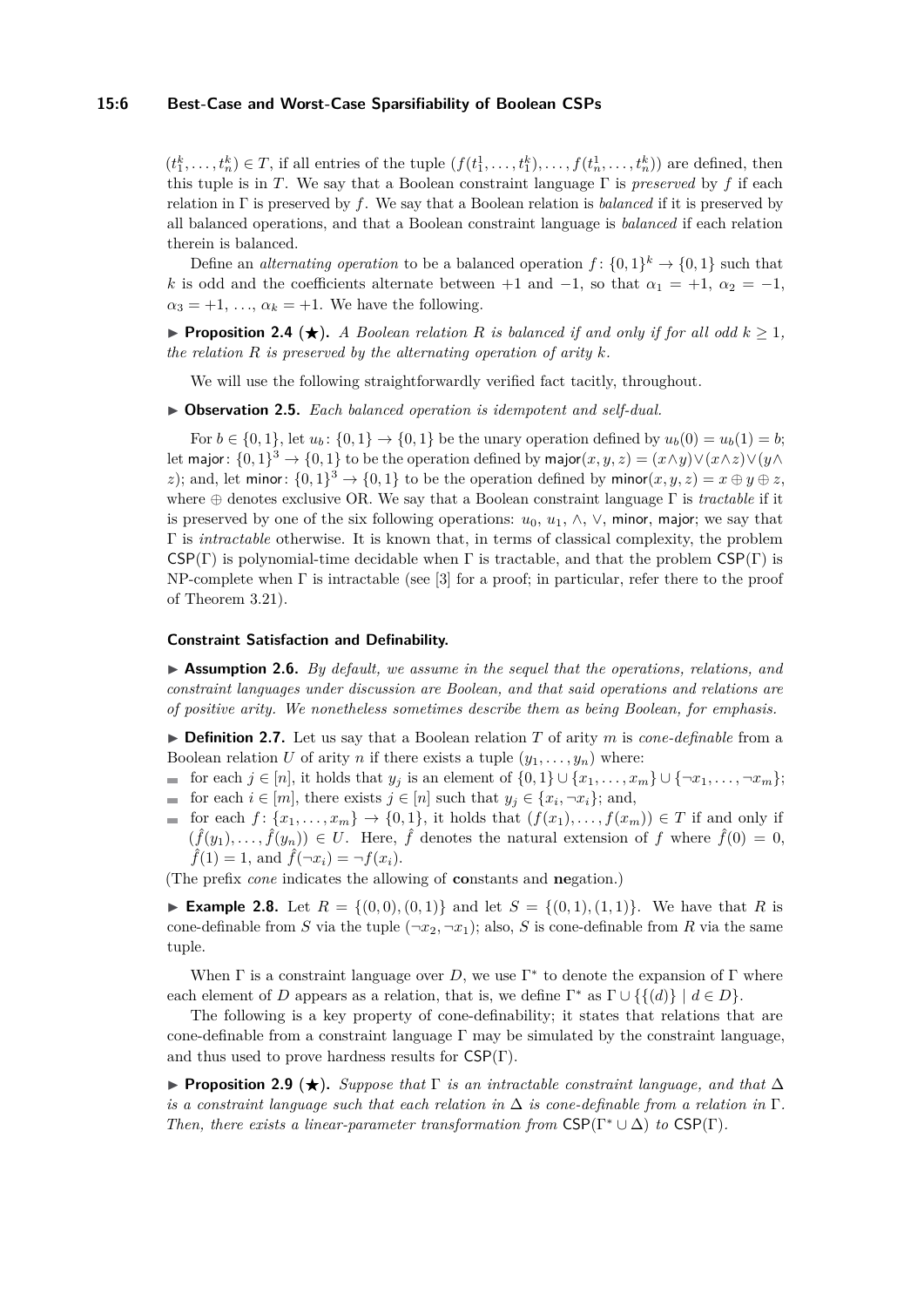$(t^k_1, \ldots, t^k_n) \in T$, if all entries of the tuple $(f(t^1_1, \ldots, t^k_1), \ldots, f(t^1_n, \ldots, t^k_n))$ are defined, then this tuple is in $T$. We say that a Boolean constraint language $\Gamma$ is *preserved* by $f$ if each relation in $\Gamma$ is preserved by $f$. We say that a Boolean relation is *balanced* if it is preserved by all balanced operations, and that a Boolean constraint language is *balanced* if each relation therein is balanced.

Define an *alternating operation* to be a balanced operation $f\colon \{0,1\}^k \to \{0,1\}$ such that $k$ is odd and the coefficients alternate between $+1$ and $-1$, so that $\alpha_1 = +1$, $\alpha_2 = -1$, $\alpha_3 = +1$, $\ldots$, $\alpha_k = +1$. We have the following.

▶ **Proposition 2.4** (★). *A Boolean relation $R$ is balanced if and only if for all odd $k \geq 1$, the relation $R$ is preserved by the alternating operation of arity $k$.*

We will use the following straightforwardly verified fact tacitly, throughout.

▶ **Observation 2.5.** *Each balanced operation is idempotent and self-dual.*

For $b \in \{0,1\}$, let $u_b\colon \{0,1\} \to \{0,1\}$ be the unary operation defined by $u_b(0) = u_b(1) = b$; let $\mathsf{major}\colon \{0,1\}^3 \to \{0,1\}$ to be the operation defined by $\mathsf{major}(x,y,z) = (x \wedge y) \vee (x \wedge z) \vee (y \wedge z)$; and, let $\mathsf{minor}\colon \{0,1\}^3 \to \{0,1\}$ to be the operation defined by $\mathsf{minor}(x,y,z) = x \oplus y \oplus z$, where $\oplus$ denotes exclusive OR. We say that a Boolean constraint language $\Gamma$ is *tractable* if it is preserved by one of the six following operations: $u_0$, $u_1$, $\wedge$, $\vee$, $\mathsf{minor}$, $\mathsf{major}$; we say that $\Gamma$ is *intractable* otherwise. It is known that, in terms of classical complexity, the problem $\mathsf{CSP}(\Gamma)$ is polynomial-time decidable when $\Gamma$ is tractable, and that the problem $\mathsf{CSP}(\Gamma)$ is NP-complete when $\Gamma$ is intractable (see [3] for a proof; in particular, refer there to the proof of Theorem 3.21).

#### Constraint Satisfaction and Definability.

▶ **Assumption 2.6.** *By default, we assume in the sequel that the operations, relations, and constraint languages under discussion are Boolean, and that said operations and relations are of positive arity. We nonetheless sometimes describe them as being Boolean, for emphasis.*

▶ **Definition 2.7.** Let us say that a Boolean relation $T$ of arity $m$ is *cone-definable* from a Boolean relation $U$ of arity $n$ if there exists a tuple $(y_1, \ldots, y_n)$ where:

- for each $j \in [n]$, it holds that $y_j$ is an element of $\{0,1\} \cup \{x_1, \ldots, x_m\} \cup \{\neg x_1, \ldots, \neg x_m\}$;
- for each $i \in [m]$, there exists $j \in [n]$ such that $y_j \in \{x_i, \neg x_i\}$; and,
- for each $f\colon \{x_1, \ldots, x_m\} \to \{0,1\}$, it holds that $(f(x_1), \ldots, f(x_m)) \in T$ if and only if $(\hat{f}(y_1), \ldots, \hat{f}(y_n)) \in U$. Here, $\hat{f}$ denotes the natural extension of $f$ where $\hat{f}(0) = 0$, $\hat{f}(1) = 1$, and $\hat{f}(\neg x_i) = \neg f(x_i)$.

(The prefix *cone* indicates the allowing of **co**nstants and **ne**gation.)

▶ **Example 2.8.** Let $R = \{(0,0),(0,1)\}$ and let $S = \{(0,1),(1,1)\}$. We have that $R$ is cone-definable from $S$ via the tuple $(\neg x_2, \neg x_1)$; also, $S$ is cone-definable from $R$ via the same tuple.

When $\Gamma$ is a constraint language over $D$, we use $\Gamma^*$ to denote the expansion of $\Gamma$ where each element of $D$ appears as a relation, that is, we define $\Gamma^*$ as $\Gamma \cup \{\{(d)\} \mid d \in D\}$.

The following is a key property of cone-definability; it states that relations that are cone-definable from a constraint language $\Gamma$ may be simulated by the constraint language, and thus used to prove hardness results for $\mathsf{CSP}(\Gamma)$.

▶ **Proposition 2.9** (★). *Suppose that $\Gamma$ is an intractable constraint language, and that $\Delta$ is a constraint language such that each relation in $\Delta$ is cone-definable from a relation in $\Gamma$. Then, there exists a linear-parameter transformation from $\mathsf{CSP}(\Gamma^* \cup \Delta)$ to $\mathsf{CSP}(\Gamma)$.*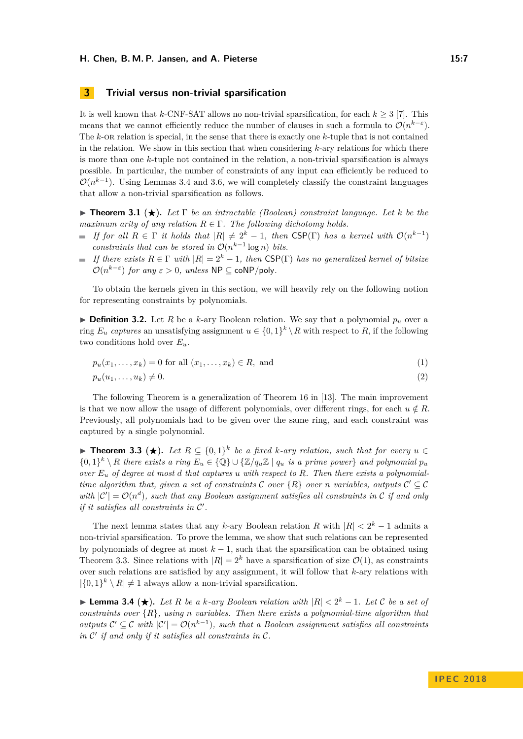## 3 Trivial versus non-trivial sparsification

It is well known that $k$-CNF-SAT allows no non-trivial sparsification, for each $k \geq 3$ [7]. This means that we cannot efficiently reduce the number of clauses in such a formula to $\mathcal{O}(n^{k-\varepsilon})$. The $k$-OR relation is special, in the sense that there is exactly one $k$-tuple that is not contained in the relation. We show in this section that when considering $k$-ary relations for which there is more than one $k$-tuple not contained in the relation, a non-trivial sparsification is always possible. In particular, the number of constraints of any input can efficiently be reduced to $\mathcal{O}(n^{k-1})$. Using Lemmas 3.4 and 3.6, we will completely classify the constraint languages that allow a non-trivial sparsification as follows.

▶ **Theorem 3.1** (★). *Let $\Gamma$ be an intractable (Boolean) constraint language. Let $k$ be the maximum arity of any relation $R \in \Gamma$. The following dichotomy holds.*

- *If for all $R \in \Gamma$ it holds that $|R| \neq 2^k - 1$, then $\mathsf{CSP}(\Gamma)$ has a kernel with $\mathcal{O}(n^{k-1})$ constraints that can be stored in $\mathcal{O}(n^{k-1} \log n)$ bits.*
- *If there exists $R \in \Gamma$ with $|R| = 2^k - 1$, then $\mathsf{CSP}(\Gamma)$ has no generalized kernel of bitsize $\mathcal{O}(n^{k-\varepsilon})$ for any $\varepsilon > 0$, unless $\mathsf{NP} \subseteq \mathsf{coNP/poly}$.*

To obtain the kernels given in this section, we will heavily rely on the following notion for representing constraints by polynomials.

▶ **Definition 3.2.** Let $R$ be a $k$-ary Boolean relation. We say that a polynomial $p_u$ over a ring $E_u$ *captures* an unsatisfying assignment $u \in \{0,1\}^k \setminus R$ with respect to $R$, if the following two conditions hold over $E_u$.

$$p_u(x_1, \ldots, x_k) = 0 \text{ for all } (x_1, \ldots, x_k) \in R, \text{ and} \tag{1}$$

$$p_u(u_1, \ldots, u_k) \neq 0. \tag{2}$$

The following Theorem is a generalization of Theorem 16 in [13]. The main improvement is that we now allow the usage of different polynomials, over different rings, for each $u \notin R$. Previously, all polynomials had to be given over the same ring, and each constraint was captured by a single polynomial.

▶ **Theorem 3.3** (★). *Let $R \subseteq \{0,1\}^k$ be a fixed $k$-ary relation, such that for every $u \in \{0,1\}^k \setminus R$ there exists a ring $E_u \in \{\mathbb{Q}\} \cup \{\mathbb{Z}/q_u\mathbb{Z} \mid q_u \text{ is a prime power}\}$ and polynomial $p_u$ over $E_u$ of degree at most $d$ that captures $u$ with respect to $R$. Then there exists a polynomial-time algorithm that, given a set of constraints $\mathcal{C}$ over $\{R\}$ over $n$ variables, outputs $\mathcal{C}' \subseteq \mathcal{C}$ with $|\mathcal{C}'| = \mathcal{O}(n^d)$, such that any Boolean assignment satisfies all constraints in $\mathcal{C}$ if and only if it satisfies all constraints in $\mathcal{C}'$.*

The next lemma states that any $k$-ary Boolean relation $R$ with $|R| < 2^k - 1$ admits a non-trivial sparsification. To prove the lemma, we show that such relations can be represented by polynomials of degree at most $k-1$, such that the sparsification can be obtained using Theorem 3.3. Since relations with $|R| = 2^k$ have a sparsification of size $\mathcal{O}(1)$, as constraints over such relations are satisfied by any assignment, it will follow that $k$-ary relations with $|\{0,1\}^k \setminus R| \neq 1$ always allow a non-trivial sparsification.

▶ **Lemma 3.4** (★). *Let $R$ be a $k$-ary Boolean relation with $|R| < 2^k - 1$. Let $\mathcal{C}$ be a set of constraints over $\{R\}$, using $n$ variables. Then there exists a polynomial-time algorithm that outputs $\mathcal{C}' \subseteq \mathcal{C}$ with $|\mathcal{C}'| = \mathcal{O}(n^{k-1})$, such that a Boolean assignment satisfies all constraints in $\mathcal{C}'$ if and only if it satisfies all constraints in $\mathcal{C}$.*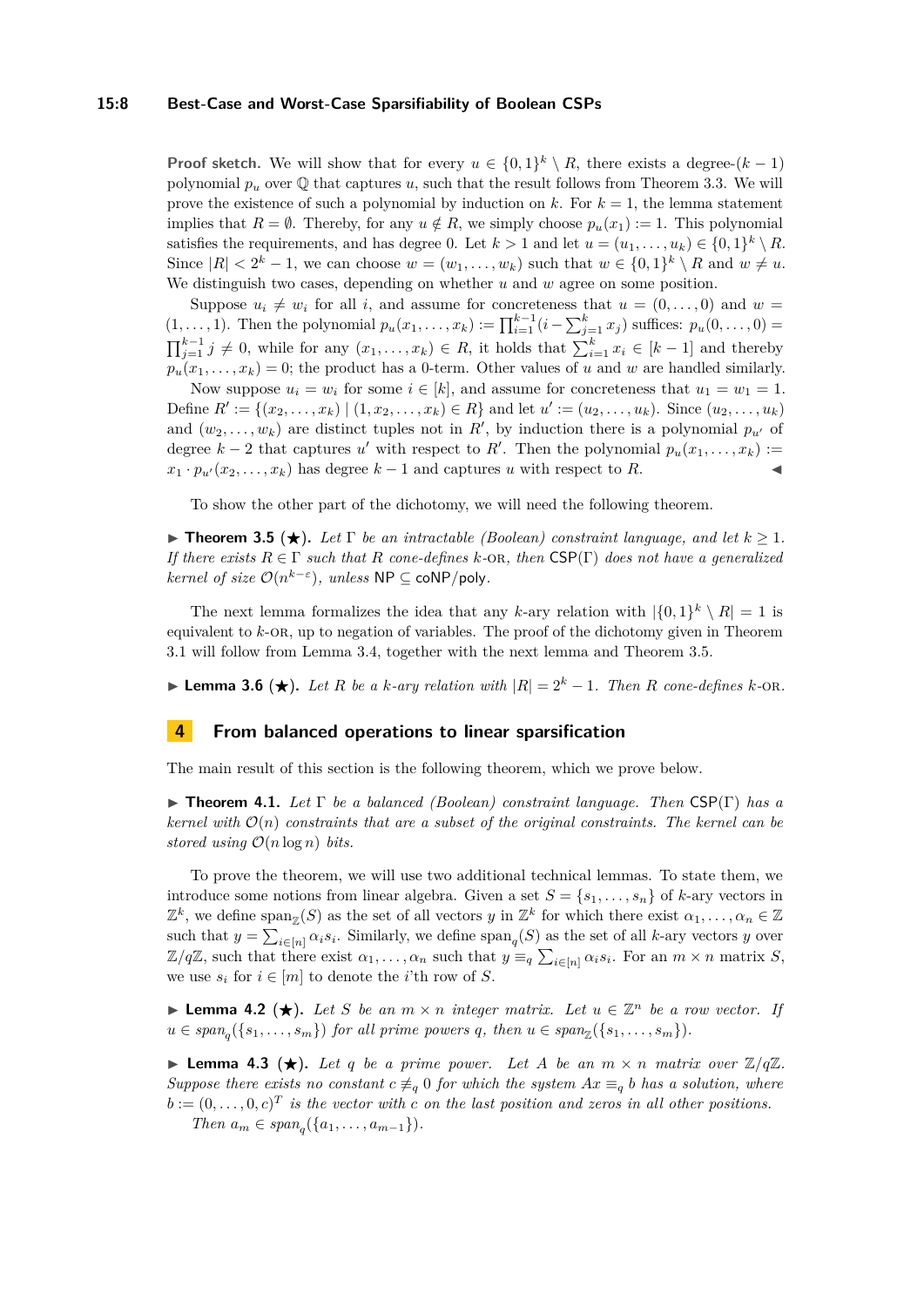**Proof sketch.** We will show that for every $u \in \{0,1\}^k \setminus R$, there exists a degree-$(k-1)$ polynomial $p_u$ over $\mathbb{Q}$ that captures $u$, such that the result follows from Theorem 3.3. We will prove the existence of such a polynomial by induction on $k$. For $k = 1$, the lemma statement implies that $R = \emptyset$. Thereby, for any $u \notin R$, we simply choose $p_u(x_1) := 1$. This polynomial satisfies the requirements, and has degree 0. Let $k > 1$ and let $u = (u_1, \ldots, u_k) \in \{0,1\}^k \setminus R$. Since $|R| < 2^k - 1$, we can choose $w = (w_1, \ldots, w_k)$ such that $w \in \{0,1\}^k \setminus R$ and $w \neq u$. We distinguish two cases, depending on whether $u$ and $w$ agree on some position.

Suppose $u_i \neq w_i$ for all $i$, and assume for concreteness that $u = (0, \ldots, 0)$ and $w = (1, \ldots, 1)$. Then the polynomial $p_u(x_1, \ldots, x_k) := \prod_{i=1}^{k-1}(i - \sum_{j=1}^{k} x_j)$ suffices: $p_u(0, \ldots, 0) = \prod_{j=1}^{k-1} j \neq 0$, while for any $(x_1, \ldots, x_k) \in R$, it holds that $\sum_{i=1}^{k} x_i \in [k-1]$ and thereby $p_u(x_1, \ldots, x_k) = 0$; the product has a 0-term. Other values of $u$ and $w$ are handled similarly.

Now suppose $u_i = w_i$ for some $i \in [k]$, and assume for concreteness that $u_1 = w_1 = 1$. Define $R' := \{(x_2, \ldots, x_k) \mid (1, x_2, \ldots, x_k) \in R\}$ and let $u' := (u_2, \ldots, u_k)$. Since $(u_2, \ldots, u_k)$ and $(w_2, \ldots, w_k)$ are distinct tuples not in $R'$, by induction there is a polynomial $p_{u'}$ of degree $k-2$ that captures $u'$ with respect to $R'$. Then the polynomial $p_u(x_1, \ldots, x_k) := x_1 \cdot p_{u'}(x_2, \ldots, x_k)$ has degree $k-1$ and captures $u$ with respect to $R$. ◀

To show the other part of the dichotomy, we will need the following theorem.

▶ **Theorem 3.5** (★). *Let $\Gamma$ be an intractable (Boolean) constraint language, and let $k \geq 1$. If there exists $R \in \Gamma$ such that $R$ cone-defines $k$-*OR*, then* CSP($\Gamma$) *does not have a generalized kernel of size $\mathcal{O}(n^{k-\varepsilon})$, unless* NP $\subseteq$ coNP/poly.

The next lemma formalizes the idea that any $k$-ary relation with $|\{0,1\}^k \setminus R| = 1$ is equivalent to $k$-OR, up to negation of variables. The proof of the dichotomy given in Theorem 3.1 will follow from Lemma 3.4, together with the next lemma and Theorem 3.5.

▶ **Lemma 3.6** (★). *Let $R$ be a $k$-ary relation with $|R| = 2^k - 1$. Then $R$ cone-defines $k$-*OR.

## 4 From balanced operations to linear sparsification

The main result of this section is the following theorem, which we prove below.

▶ **Theorem 4.1.** *Let $\Gamma$ be a balanced (Boolean) constraint language. Then* CSP($\Gamma$) *has a kernel with $\mathcal{O}(n)$ constraints that are a subset of the original constraints. The kernel can be stored using $\mathcal{O}(n \log n)$ bits.*

To prove the theorem, we will use two additional technical lemmas. To state them, we introduce some notions from linear algebra. Given a set $S = \{s_1, \ldots, s_n\}$ of $k$-ary vectors in $\mathbb{Z}^k$, we define $\text{span}_{\mathbb{Z}}(S)$ as the set of all vectors $y$ in $\mathbb{Z}^k$ for which there exist $\alpha_1, \ldots, \alpha_n \in \mathbb{Z}$ such that $y = \sum_{i \in [n]} \alpha_i s_i$. Similarly, we define $\text{span}_q(S)$ as the set of all $k$-ary vectors $y$ over $\mathbb{Z}/q\mathbb{Z}$, such that there exist $\alpha_1, \ldots, \alpha_n$ such that $y \equiv_q \sum_{i \in [n]} \alpha_i s_i$. For an $m \times n$ matrix $S$, we use $s_i$ for $i \in [m]$ to denote the $i$'th row of $S$.

▶ **Lemma 4.2** (★). *Let $S$ be an $m \times n$ integer matrix. Let $u \in \mathbb{Z}^n$ be a row vector. If $u \in \text{span}_q(\{s_1, \ldots, s_m\})$ for all prime powers $q$, then $u \in \text{span}_{\mathbb{Z}}(\{s_1, \ldots, s_m\})$.*

▶ **Lemma 4.3** (★). *Let $q$ be a prime power. Let $A$ be an $m \times n$ matrix over $\mathbb{Z}/q\mathbb{Z}$. Suppose there exists no constant $c \not\equiv_q 0$ for which the system $Ax \equiv_q b$ has a solution, where $b := (0, \ldots, 0, c)^T$ is the vector with $c$ on the last position and zeros in all other positions. Then $a_m \in \text{span}_q(\{a_1, \ldots, a_{m-1}\})$.*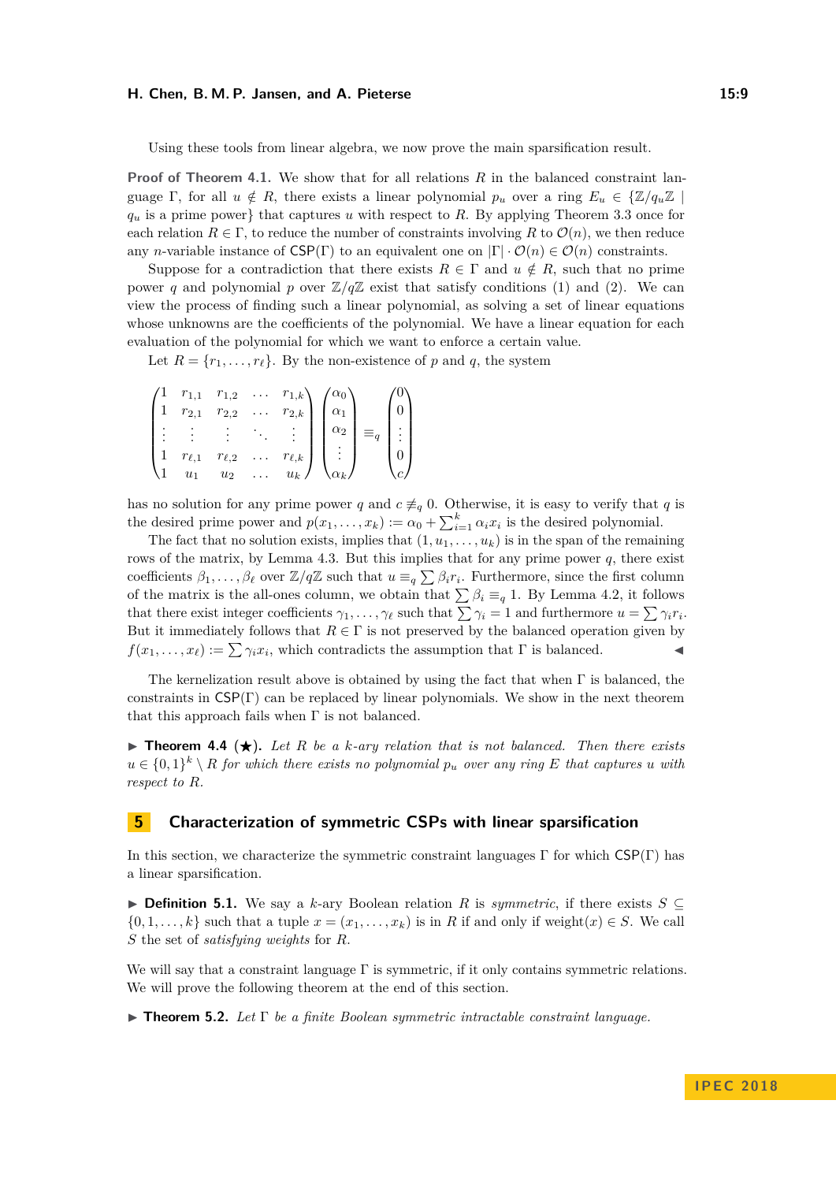Using these tools from linear algebra, we now prove the main sparsification result.

**Proof of Theorem 4.1.** We show that for all relations $R$ in the balanced constraint language $\Gamma$, for all $u \notin R$, there exists a linear polynomial $p_u$ over a ring $E_u \in \{\mathbb{Z}/q_u\mathbb{Z} \mid q_u$ is a prime power$\}$ that captures $u$ with respect to $R$. By applying Theorem 3.3 once for each relation $R \in \Gamma$, to reduce the number of constraints involving $R$ to $\mathcal{O}(n)$, we then reduce any $n$-variable instance of $\mathsf{CSP}(\Gamma)$ to an equivalent one on $|\Gamma| \cdot \mathcal{O}(n) \in \mathcal{O}(n)$ constraints.

Suppose for a contradiction that there exists $R \in \Gamma$ and $u \notin R$, such that no prime power $q$ and polynomial $p$ over $\mathbb{Z}/q\mathbb{Z}$ exist that satisfy conditions (1) and (2). We can view the process of finding such a linear polynomial, as solving a set of linear equations whose unknowns are the coefficients of the polynomial. We have a linear equation for each evaluation of the polynomial for which we want to enforce a certain value.

Let $R = \{r_1, \dots, r_\ell\}$. By the non-existence of $p$ and $q$, the system

$$\begin{pmatrix} 1 & r_{1,1} & r_{1,2} & \dots & r_{1,k} \\ 1 & r_{2,1} & r_{2,2} & \dots & r_{2,k} \\ \vdots & \vdots & \vdots & \ddots & \vdots \\ 1 & r_{\ell,1} & r_{\ell,2} & \dots & r_{\ell,k} \\ 1 & u_1 & u_2 & \dots & u_k \end{pmatrix} \begin{pmatrix} \alpha_0 \\ \alpha_1 \\ \alpha_2 \\ \vdots \\ \alpha_k \end{pmatrix} \equiv_q \begin{pmatrix} 0 \\ 0 \\ \vdots \\ 0 \\ c \end{pmatrix}$$

has no solution for any prime power $q$ and $c \not\equiv_q 0$. Otherwise, it is easy to verify that $q$ is the desired prime power and $p(x_1, \dots, x_k) := \alpha_0 + \sum_{i=1}^{k} \alpha_i x_i$ is the desired polynomial.

The fact that no solution exists, implies that $(1, u_1, \dots, u_k)$ is in the span of the remaining rows of the matrix, by Lemma 4.3. But this implies that for any prime power $q$, there exist coefficients $\beta_1, \dots, \beta_\ell$ over $\mathbb{Z}/q\mathbb{Z}$ such that $u \equiv_q \sum \beta_i r_i$. Furthermore, since the first column of the matrix is the all-ones column, we obtain that $\sum \beta_i \equiv_q 1$. By Lemma 4.2, it follows that there exist integer coefficients $\gamma_1, \dots, \gamma_\ell$ such that $\sum \gamma_i = 1$ and furthermore $u = \sum \gamma_i r_i$. But it immediately follows that $R \in \Gamma$ is not preserved by the balanced operation given by $f(x_1, \dots, x_\ell) := \sum \gamma_i x_i$, which contradicts the assumption that $\Gamma$ is balanced. ◀

The kernelization result above is obtained by using the fact that when $\Gamma$ is balanced, the constraints in $\mathsf{CSP}(\Gamma)$ can be replaced by linear polynomials. We show in the next theorem that this approach fails when $\Gamma$ is not balanced.

▶ **Theorem 4.4** (★). *Let $R$ be a $k$-ary relation that is not balanced. Then there exists $u \in \{0,1\}^k \setminus R$ for which there exists no polynomial $p_u$ over any ring $E$ that captures $u$ with respect to $R$.*

## 5 Characterization of symmetric CSPs with linear sparsification

In this section, we characterize the symmetric constraint languages $\Gamma$ for which $\mathsf{CSP}(\Gamma)$ has a linear sparsification.

▶ **Definition 5.1.** We say a $k$-ary Boolean relation $R$ is *symmetric*, if there exists $S \subseteq \{0, 1, \dots, k\}$ such that a tuple $x = (x_1, \dots, x_k)$ is in $R$ if and only if $\text{weight}(x) \in S$. We call $S$ the set of *satisfying weights* for $R$.

We will say that a constraint language $\Gamma$ is symmetric, if it only contains symmetric relations. We will prove the following theorem at the end of this section.

▶ **Theorem 5.2.** *Let $\Gamma$ be a finite Boolean symmetric intractable constraint language.*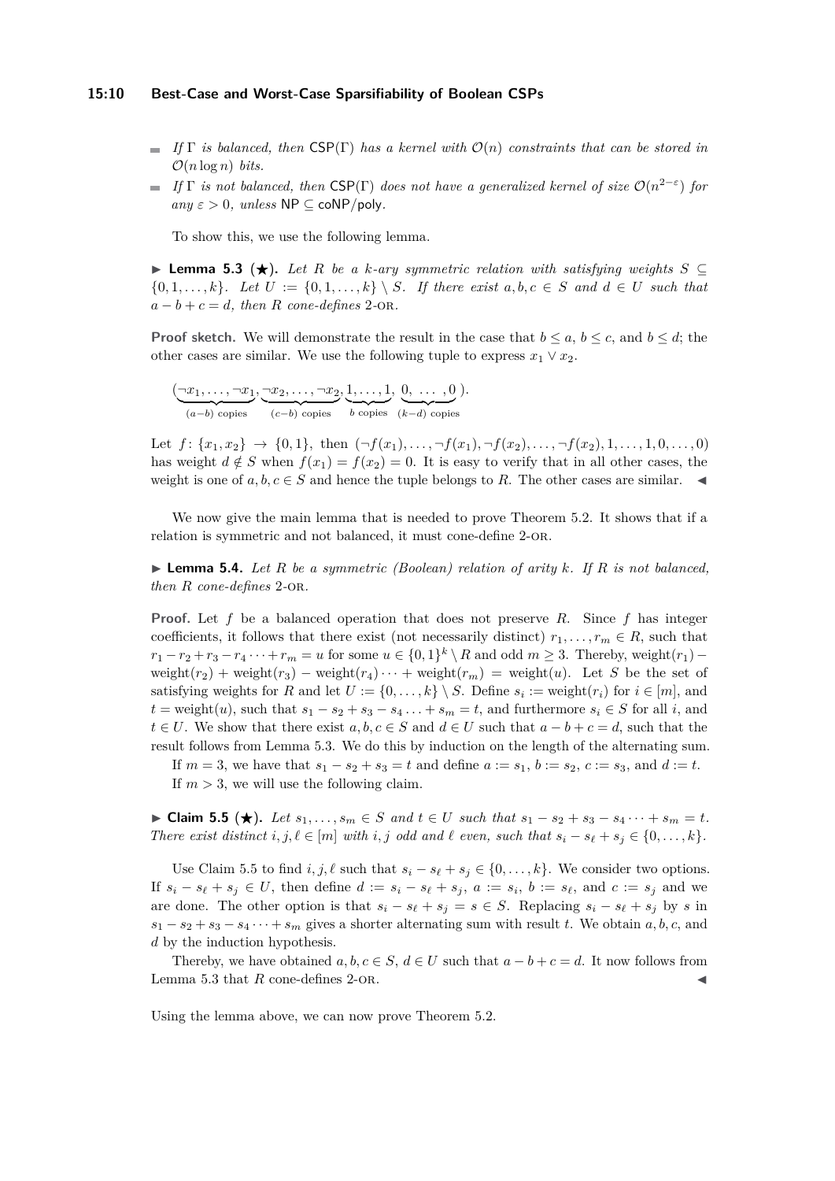- *If* $\Gamma$ *is balanced, then* $\mathsf{CSP}(\Gamma)$ *has a kernel with* $\mathcal{O}(n)$ *constraints that can be stored in* $\mathcal{O}(n \log n)$ *bits.*
- *If* $\Gamma$ *is not balanced, then* $\mathsf{CSP}(\Gamma)$ *does not have a generalized kernel of size* $\mathcal{O}(n^{2-\varepsilon})$ *for any* $\varepsilon > 0$*, unless* $\mathsf{NP} \subseteq \mathsf{coNP/poly}$*.*

To show this, we use the following lemma.

▶ **Lemma 5.3 (★).** *Let* $R$ *be a* $k$*-ary symmetric relation with satisfying weights* $S \subseteq \{0, 1, \ldots, k\}$*. Let* $U := \{0, 1, \ldots, k\} \setminus S$*. If there exist* $a, b, c \in S$ *and* $d \in U$ *such that* $a - b + c = d$*, then* $R$ *cone-defines* 2-OR*.*

**Proof sketch.** We will demonstrate the result in the case that $b \leq a$, $b \leq c$, and $b \leq d$; the other cases are similar. We use the following tuple to express $x_1 \vee x_2$.

$$(\underbrace{\neg x_1, \ldots, \neg x_1}_{(a-b) \text{ copies}}, \underbrace{\neg x_2, \ldots, \neg x_2}_{(c-b) \text{ copies}}, \underbrace{1, \ldots, 1}_{b \text{ copies}}, \underbrace{0, \ \ldots \ , 0}_{(k-d) \text{ copies}}).$$

Let $f \colon \{x_1, x_2\} \to \{0, 1\}$, then $(\neg f(x_1), \ldots, \neg f(x_1), \neg f(x_2), \ldots, \neg f(x_2), 1, \ldots, 1, 0, \ldots, 0)$ has weight $d \notin S$ when $f(x_1) = f(x_2) = 0$. It is easy to verify that in all other cases, the weight is one of $a, b, c \in S$ and hence the tuple belongs to $R$. The other cases are similar. ◀

We now give the main lemma that is needed to prove Theorem 5.2. It shows that if a relation is symmetric and not balanced, it must cone-define 2-OR.

▶ **Lemma 5.4.** *Let* $R$ *be a symmetric (Boolean) relation of arity* $k$*. If* $R$ *is not balanced, then* $R$ *cone-defines* 2-OR*.*

**Proof.** Let $f$ be a balanced operation that does not preserve $R$. Since $f$ has integer coefficients, it follows that there exist (not necessarily distinct) $r_1, \ldots, r_m \in R$, such that $r_1 - r_2 + r_3 - r_4 \cdots + r_m = u$ for some $u \in \{0, 1\}^k \setminus R$ and odd $m \geq 3$. Thereby, $\text{weight}(r_1) - \text{weight}(r_2) + \text{weight}(r_3) - \text{weight}(r_4) \cdots + \text{weight}(r_m) = \text{weight}(u)$. Let $S$ be the set of satisfying weights for $R$ and let $U := \{0, \ldots, k\} \setminus S$. Define $s_i := \text{weight}(r_i)$ for $i \in [m]$, and $t = \text{weight}(u)$, such that $s_1 - s_2 + s_3 - s_4 \ldots + s_m = t$, and furthermore $s_i \in S$ for all $i$, and $t \in U$. We show that there exist $a, b, c \in S$ and $d \in U$ such that $a - b + c = d$, such that the result follows from Lemma 5.3. We do this by induction on the length of the alternating sum.

If $m = 3$, we have that $s_1 - s_2 + s_3 = t$ and define $a := s_1$, $b := s_2$, $c := s_3$, and $d := t$.

If $m > 3$, we will use the following claim.

▶ **Claim 5.5 (★).** *Let* $s_1, \ldots, s_m \in S$ *and* $t \in U$ *such that* $s_1 - s_2 + s_3 - s_4 \cdots + s_m = t$*. There exist distinct* $i, j, \ell \in [m]$ *with* $i, j$ *odd and* $\ell$ *even, such that* $s_i - s_\ell + s_j \in \{0, \ldots, k\}$*.*

Use Claim 5.5 to find $i, j, \ell$ such that $s_i - s_\ell + s_j \in \{0, \ldots, k\}$. We consider two options. If $s_i - s_\ell + s_j \in U$, then define $d := s_i - s_\ell + s_j$, $a := s_i$, $b := s_\ell$, and $c := s_j$ and we are done. The other option is that $s_i - s_\ell + s_j = s \in S$. Replacing $s_i - s_\ell + s_j$ by $s$ in $s_1 - s_2 + s_3 - s_4 \cdots + s_m$ gives a shorter alternating sum with result $t$. We obtain $a, b, c$, and $d$ by the induction hypothesis.

Thereby, we have obtained $a, b, c \in S$, $d \in U$ such that $a - b + c = d$. It now follows from Lemma 5.3 that $R$ cone-defines 2-OR. ◀

Using the lemma above, we can now prove Theorem 5.2.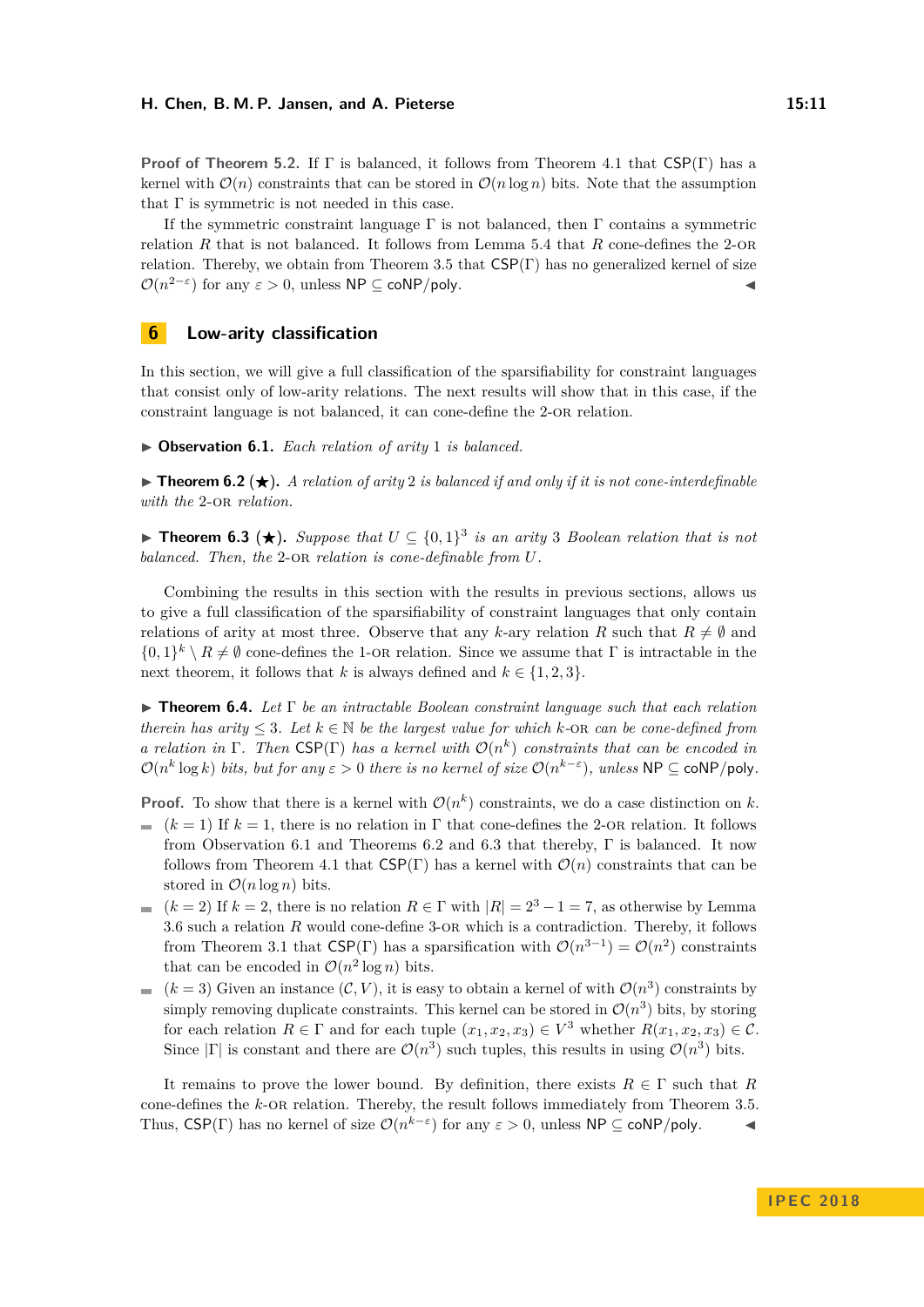**Proof of Theorem 5.2.** If $\Gamma$ is balanced, it follows from Theorem 4.1 that $\mathsf{CSP}(\Gamma)$ has a kernel with $\mathcal{O}(n)$ constraints that can be stored in $\mathcal{O}(n \log n)$ bits. Note that the assumption that $\Gamma$ is symmetric is not needed in this case.

If the symmetric constraint language $\Gamma$ is not balanced, then $\Gamma$ contains a symmetric relation $R$ that is not balanced. It follows from Lemma 5.4 that $R$ cone-defines the 2-OR relation. Thereby, we obtain from Theorem 3.5 that $\mathsf{CSP}(\Gamma)$ has no generalized kernel of size $\mathcal{O}(n^{2-\varepsilon})$ for any $\varepsilon > 0$, unless $\mathsf{NP} \subseteq \mathsf{coNP/poly}$. ◀

## 6 Low-arity classification

In this section, we will give a full classification of the sparsifiability for constraint languages that consist only of low-arity relations. The next results will show that in this case, if the constraint language is not balanced, it can cone-define the 2-OR relation.

▶ **Observation 6.1.** *Each relation of arity 1 is balanced.*

▶ **Theorem 6.2 (★).** *A relation of arity 2 is balanced if and only if it is not cone-interdefinable with the 2-OR relation.*

▶ **Theorem 6.3 (★).** *Suppose that $U \subseteq \{0,1\}^3$ is an arity 3 Boolean relation that is not balanced. Then, the 2-OR relation is cone-definable from $U$.*

Combining the results in this section with the results in previous sections, allows us to give a full classification of the sparsifiability of constraint languages that only contain relations of arity at most three. Observe that any $k$-ary relation $R$ such that $R \neq \emptyset$ and $\{0,1\}^k \setminus R \neq \emptyset$ cone-defines the 1-OR relation. Since we assume that $\Gamma$ is intractable in the next theorem, it follows that $k$ is always defined and $k \in \{1, 2, 3\}$.

▶ **Theorem 6.4.** *Let $\Gamma$ be an intractable Boolean constraint language such that each relation therein has arity $\leq 3$. Let $k \in \mathbb{N}$ be the largest value for which $k$-OR can be cone-defined from a relation in $\Gamma$. Then $\mathsf{CSP}(\Gamma)$ has a kernel with $\mathcal{O}(n^k)$ constraints that can be encoded in $\mathcal{O}(n^k \log k)$ bits, but for any $\varepsilon > 0$ there is no kernel of size $\mathcal{O}(n^{k-\varepsilon})$, unless $\mathsf{NP} \subseteq \mathsf{coNP/poly}$.*

**Proof.** To show that there is a kernel with $\mathcal{O}(n^k)$ constraints, we do a case distinction on $k$.

- ($k = 1$) If $k = 1$, there is no relation in $\Gamma$ that cone-defines the 2-OR relation. It follows from Observation 6.1 and Theorems 6.2 and 6.3 that thereby, $\Gamma$ is balanced. It now follows from Theorem 4.1 that $\mathsf{CSP}(\Gamma)$ has a kernel with $\mathcal{O}(n)$ constraints that can be stored in $\mathcal{O}(n \log n)$ bits.
- ($k = 2$) If $k = 2$, there is no relation $R \in \Gamma$ with $|R| = 2^3 - 1 = 7$, as otherwise by Lemma 3.6 such a relation $R$ would cone-define 3-OR which is a contradiction. Thereby, it follows from Theorem 3.1 that $\mathsf{CSP}(\Gamma)$ has a sparsification with $\mathcal{O}(n^{3-1}) = \mathcal{O}(n^2)$ constraints that can be encoded in $\mathcal{O}(n^2 \log n)$ bits.
- ($k = 3$) Given an instance $(\mathcal{C}, V)$, it is easy to obtain a kernel of with $\mathcal{O}(n^3)$ constraints by simply removing duplicate constraints. This kernel can be stored in $\mathcal{O}(n^3)$ bits, by storing for each relation $R \in \Gamma$ and for each tuple $(x_1, x_2, x_3) \in V^3$ whether $R(x_1, x_2, x_3) \in \mathcal{C}$. Since $|\Gamma|$ is constant and there are $\mathcal{O}(n^3)$ such tuples, this results in using $\mathcal{O}(n^3)$ bits.

It remains to prove the lower bound. By definition, there exists $R \in \Gamma$ such that $R$ cone-defines the $k$-OR relation. Thereby, the result follows immediately from Theorem 3.5. Thus, $\mathsf{CSP}(\Gamma)$ has no kernel of size $\mathcal{O}(n^{k-\varepsilon})$ for any $\varepsilon > 0$, unless $\mathsf{NP} \subseteq \mathsf{coNP/poly}$. ◀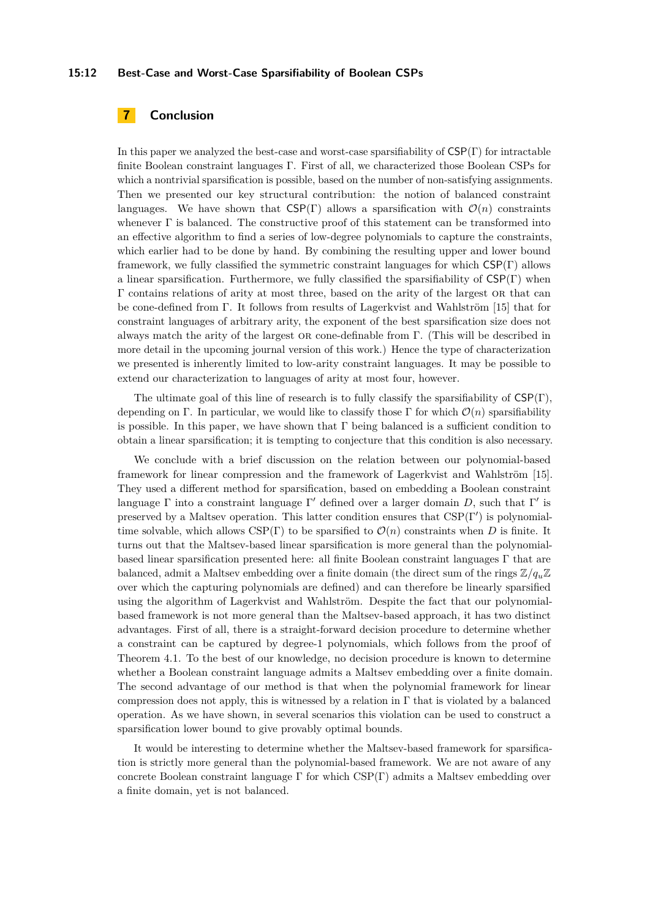## 7 Conclusion

In this paper we analyzed the best-case and worst-case sparsifiability of $\mathsf{CSP}(\Gamma)$ for intractable finite Boolean constraint languages $\Gamma$. First of all, we characterized those Boolean CSPs for which a nontrivial sparsification is possible, based on the number of non-satisfying assignments. Then we presented our key structural contribution: the notion of balanced constraint languages. We have shown that $\mathsf{CSP}(\Gamma)$ allows a sparsification with $\mathcal{O}(n)$ constraints whenever $\Gamma$ is balanced. The constructive proof of this statement can be transformed into an effective algorithm to find a series of low-degree polynomials to capture the constraints, which earlier had to be done by hand. By combining the resulting upper and lower bound framework, we fully classified the symmetric constraint languages for which $\mathsf{CSP}(\Gamma)$ allows a linear sparsification. Furthermore, we fully classified the sparsifiability of $\mathsf{CSP}(\Gamma)$ when $\Gamma$ contains relations of arity at most three, based on the arity of the largest OR that can be cone-defined from $\Gamma$. It follows from results of Lagerkvist and Wahlström [15] that for constraint languages of arbitrary arity, the exponent of the best sparsification size does not always match the arity of the largest OR cone-definable from $\Gamma$. (This will be described in more detail in the upcoming journal version of this work.) Hence the type of characterization we presented is inherently limited to low-arity constraint languages. It may be possible to extend our characterization to languages of arity at most four, however.

The ultimate goal of this line of research is to fully classify the sparsifiability of $\mathsf{CSP}(\Gamma)$, depending on $\Gamma$. In particular, we would like to classify those $\Gamma$ for which $\mathcal{O}(n)$ sparsifiability is possible. In this paper, we have shown that $\Gamma$ being balanced is a sufficient condition to obtain a linear sparsification; it is tempting to conjecture that this condition is also necessary.

We conclude with a brief discussion on the relation between our polynomial-based framework for linear compression and the framework of Lagerkvist and Wahlström [15]. They used a different method for sparsification, based on embedding a Boolean constraint language $\Gamma$ into a constraint language $\Gamma'$ defined over a larger domain $D$, such that $\Gamma'$ is preserved by a Maltsev operation. This latter condition ensures that $\mathrm{CSP}(\Gamma')$ is polynomial-time solvable, which allows $\mathrm{CSP}(\Gamma)$ to be sparsified to $\mathcal{O}(n)$ constraints when $D$ is finite. It turns out that the Maltsev-based linear sparsification is more general than the polynomial-based linear sparsification presented here: all finite Boolean constraint languages $\Gamma$ that are balanced, admit a Maltsev embedding over a finite domain (the direct sum of the rings $\mathbb{Z}/q_u\mathbb{Z}$ over which the capturing polynomials are defined) and can therefore be linearly sparsified using the algorithm of Lagerkvist and Wahlström. Despite the fact that our polynomial-based framework is not more general than the Maltsev-based approach, it has two distinct advantages. First of all, there is a straight-forward decision procedure to determine whether a constraint can be captured by degree-1 polynomials, which follows from the proof of Theorem 4.1. To the best of our knowledge, no decision procedure is known to determine whether a Boolean constraint language admits a Maltsev embedding over a finite domain. The second advantage of our method is that when the polynomial framework for linear compression does not apply, this is witnessed by a relation in $\Gamma$ that is violated by a balanced operation. As we have shown, in several scenarios this violation can be used to construct a sparsification lower bound to give provably optimal bounds.

It would be interesting to determine whether the Maltsev-based framework for sparsification is strictly more general than the polynomial-based framework. We are not aware of any concrete Boolean constraint language $\Gamma$ for which $\mathrm{CSP}(\Gamma)$ admits a Maltsev embedding over a finite domain, yet is not balanced.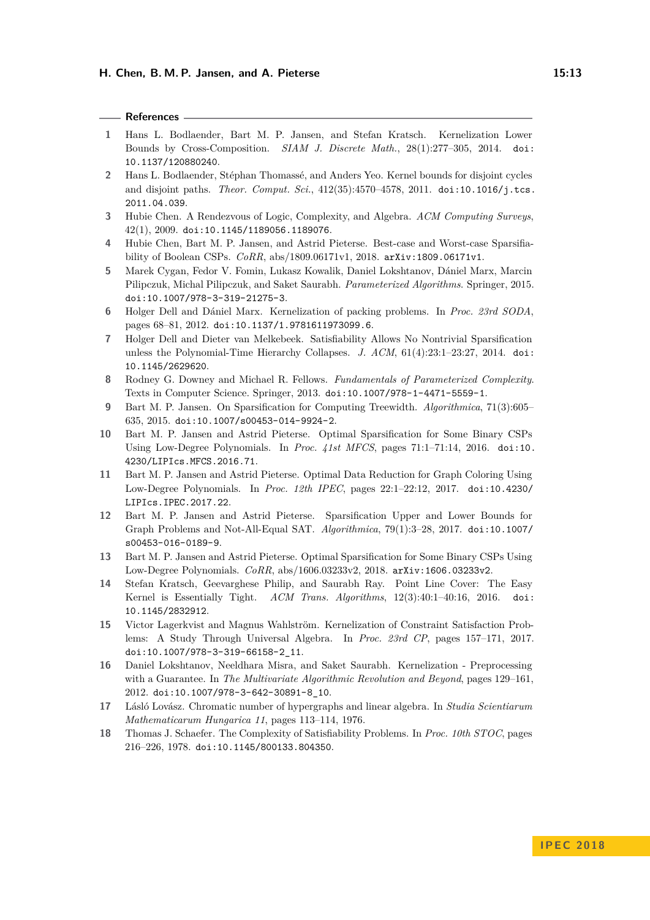## References

1. Hans L. Bodlaender, Bart M. P. Jansen, and Stefan Kratsch. Kernelization Lower Bounds by Cross-Composition. *SIAM J. Discrete Math.*, 28(1):277–305, 2014. doi:10.1137/120880240.
2. Hans L. Bodlaender, Stéphan Thomassé, and Anders Yeo. Kernel bounds for disjoint cycles and disjoint paths. *Theor. Comput. Sci.*, 412(35):4570–4578, 2011. doi:10.1016/j.tcs.2011.04.039.
3. Hubie Chen. A Rendezvous of Logic, Complexity, and Algebra. *ACM Computing Surveys*, 42(1), 2009. doi:10.1145/1189056.1189076.
4. Hubie Chen, Bart M. P. Jansen, and Astrid Pieterse. Best-case and Worst-case Sparsifiability of Boolean CSPs. *CoRR*, abs/1809.06171v1, 2018. arXiv:1809.06171v1.
5. Marek Cygan, Fedor V. Fomin, Lukasz Kowalik, Daniel Lokshtanov, Dániel Marx, Marcin Pilipczuk, Michal Pilipczuk, and Saket Saurabh. *Parameterized Algorithms*. Springer, 2015. doi:10.1007/978-3-319-21275-3.
6. Holger Dell and Dániel Marx. Kernelization of packing problems. In *Proc. 23rd SODA*, pages 68–81, 2012. doi:10.1137/1.9781611973099.6.
7. Holger Dell and Dieter van Melkebeek. Satisfiability Allows No Nontrivial Sparsification unless the Polynomial-Time Hierarchy Collapses. *J. ACM*, 61(4):23:1–23:27, 2014. doi:10.1145/2629620.
8. Rodney G. Downey and Michael R. Fellows. *Fundamentals of Parameterized Complexity*. Texts in Computer Science. Springer, 2013. doi:10.1007/978-1-4471-5559-1.
9. Bart M. P. Jansen. On Sparsification for Computing Treewidth. *Algorithmica*, 71(3):605–635, 2015. doi:10.1007/s00453-014-9924-2.
10. Bart M. P. Jansen and Astrid Pieterse. Optimal Sparsification for Some Binary CSPs Using Low-Degree Polynomials. In *Proc. 41st MFCS*, pages 71:1–71:14, 2016. doi:10.4230/LIPIcs.MFCS.2016.71.
11. Bart M. P. Jansen and Astrid Pieterse. Optimal Data Reduction for Graph Coloring Using Low-Degree Polynomials. In *Proc. 12th IPEC*, pages 22:1–22:12, 2017. doi:10.4230/LIPIcs.IPEC.2017.22.
12. Bart M. P. Jansen and Astrid Pieterse. Sparsification Upper and Lower Bounds for Graph Problems and Not-All-Equal SAT. *Algorithmica*, 79(1):3–28, 2017. doi:10.1007/s00453-016-0189-9.
13. Bart M. P. Jansen and Astrid Pieterse. Optimal Sparsification for Some Binary CSPs Using Low-Degree Polynomials. *CoRR*, abs/1606.03233v2, 2018. arXiv:1606.03233v2.
14. Stefan Kratsch, Geevarghese Philip, and Saurabh Ray. Point Line Cover: The Easy Kernel is Essentially Tight. *ACM Trans. Algorithms*, 12(3):40:1–40:16, 2016. doi:10.1145/2832912.
15. Victor Lagerkvist and Magnus Wahlström. Kernelization of Constraint Satisfaction Problems: A Study Through Universal Algebra. In *Proc. 23rd CP*, pages 157–171, 2017. doi:10.1007/978-3-319-66158-2_11.
16. Daniel Lokshtanov, Neeldhara Misra, and Saket Saurabh. Kernelization - Preprocessing with a Guarantee. In *The Multivariate Algorithmic Revolution and Beyond*, pages 129–161, 2012. doi:10.1007/978-3-642-30891-8_10.
17. Lásló Lovász. Chromatic number of hypergraphs and linear algebra. In *Studia Scientiarum Mathematicarum Hungarica 11*, pages 113–114, 1976.
18. Thomas J. Schaefer. The Complexity of Satisfiability Problems. In *Proc. 10th STOC*, pages 216–226, 1978. doi:10.1145/800133.804350.